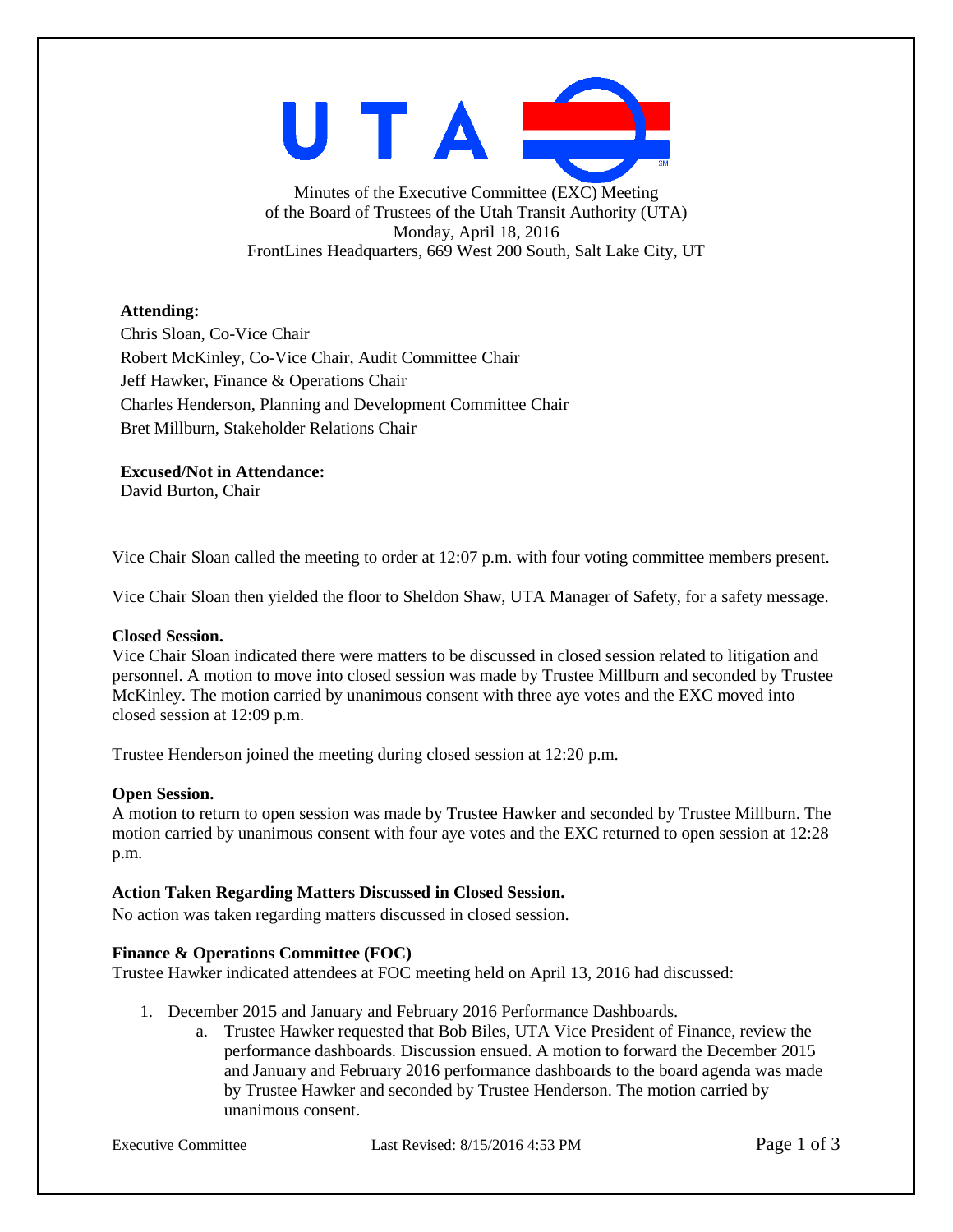Minutes of the Executive Committee (EXC) Meeting
of the Board of Trustees of the Utah Transit Authority (UTA)
Monday, April 18, 2016
FrontLines Headquarters, 669 West 200 South, Salt Lake City, UT

**Attending:**

Chris Sloan, Co-Vice Chair
Robert McKinley, Co-Vice Chair, Audit Committee Chair
Jeff Hawker, Finance & Operations Chair
Charles Henderson, Planning and Development Committee Chair
Bret Millburn, Stakeholder Relations Chair

**Excused/Not in Attendance:**

David Burton, Chair

Vice Chair Sloan called the meeting to order at 12:07 p.m. with four voting committee members present.

Vice Chair Sloan then yielded the floor to Sheldon Shaw, UTA Manager of Safety, for a safety message.

**Closed Session.**

Vice Chair Sloan indicated there were matters to be discussed in closed session related to litigation and personnel. A motion to move into closed session was made by Trustee Millburn and seconded by Trustee McKinley. The motion carried by unanimous consent with three aye votes and the EXC moved into closed session at 12:09 p.m.

Trustee Henderson joined the meeting during closed session at 12:20 p.m.

**Open Session.**

A motion to return to open session was made by Trustee Hawker and seconded by Trustee Millburn. The motion carried by unanimous consent with four aye votes and the EXC returned to open session at 12:28 p.m.

**Action Taken Regarding Matters Discussed in Closed Session.**

No action was taken regarding matters discussed in closed session.

**Finance & Operations Committee (FOC)**

Trustee Hawker indicated attendees at FOC meeting held on April 13, 2016 had discussed:

1. December 2015 and January and February 2016 Performance Dashboards.
   a. Trustee Hawker requested that Bob Biles, UTA Vice President of Finance, review the performance dashboards. Discussion ensued. A motion to forward the December 2015 and January and February 2016 performance dashboards to the board agenda was made by Trustee Hawker and seconded by Trustee Henderson. The motion carried by unanimous consent.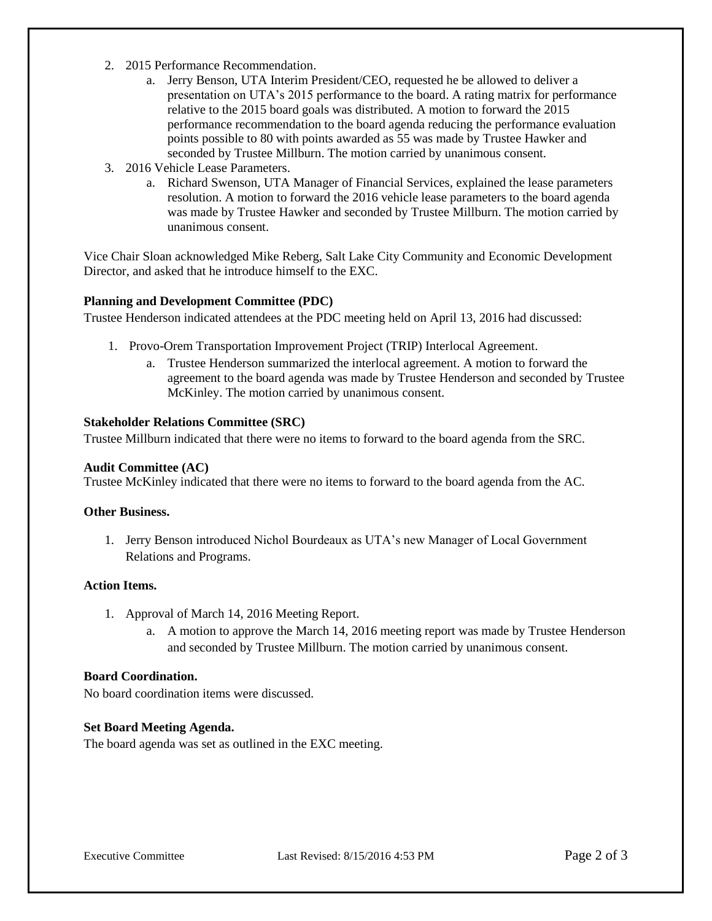2. 2015 Performance Recommendation.
   a. Jerry Benson, UTA Interim President/CEO, requested he be allowed to deliver a presentation on UTA's 2015 performance to the board. A rating matrix for performance relative to the 2015 board goals was distributed. A motion to forward the 2015 performance recommendation to the board agenda reducing the performance evaluation points possible to 80 with points awarded as 55 was made by Trustee Hawker and seconded by Trustee Millburn. The motion carried by unanimous consent.
3. 2016 Vehicle Lease Parameters.
   a. Richard Swenson, UTA Manager of Financial Services, explained the lease parameters resolution. A motion to forward the 2016 vehicle lease parameters to the board agenda was made by Trustee Hawker and seconded by Trustee Millburn. The motion carried by unanimous consent.

Vice Chair Sloan acknowledged Mike Reberg, Salt Lake City Community and Economic Development Director, and asked that he introduce himself to the EXC.

**Planning and Development Committee (PDC)**

Trustee Henderson indicated attendees at the PDC meeting held on April 13, 2016 had discussed:

1. Provo-Orem Transportation Improvement Project (TRIP) Interlocal Agreement.
   a. Trustee Henderson summarized the interlocal agreement. A motion to forward the agreement to the board agenda was made by Trustee Henderson and seconded by Trustee McKinley. The motion carried by unanimous consent.

**Stakeholder Relations Committee (SRC)**

Trustee Millburn indicated that there were no items to forward to the board agenda from the SRC.

**Audit Committee (AC)**

Trustee McKinley indicated that there were no items to forward to the board agenda from the AC.

**Other Business.**

1. Jerry Benson introduced Nichol Bourdeaux as UTA's new Manager of Local Government Relations and Programs.

**Action Items.**

1. Approval of March 14, 2016 Meeting Report.
   a. A motion to approve the March 14, 2016 meeting report was made by Trustee Henderson and seconded by Trustee Millburn. The motion carried by unanimous consent.

**Board Coordination.**

No board coordination items were discussed.

**Set Board Meeting Agenda.**

The board agenda was set as outlined in the EXC meeting.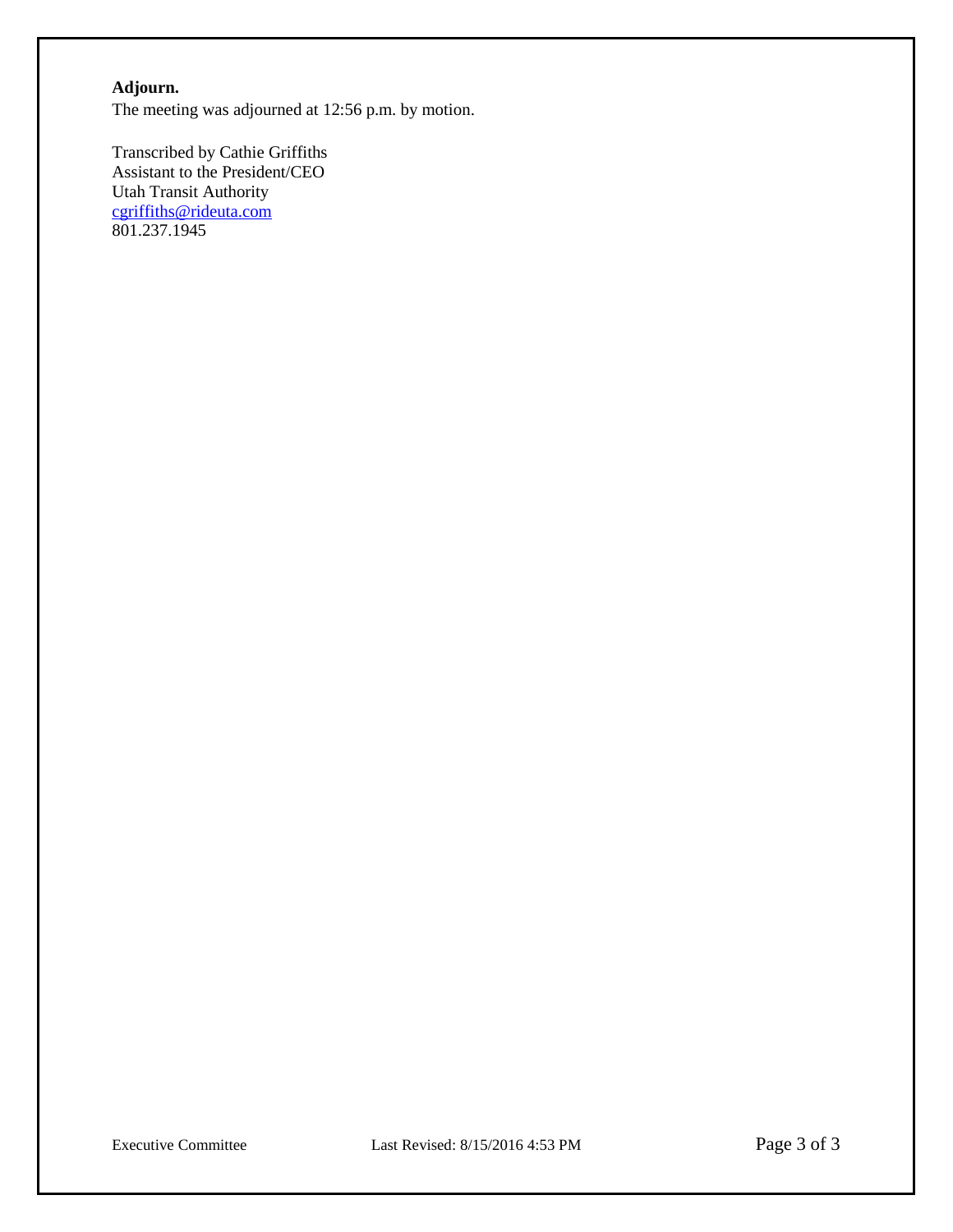**Adjourn.**
The meeting was adjourned at 12:56 p.m. by motion.

Transcribed by Cathie Griffiths
Assistant to the President/CEO
Utah Transit Authority
cgriffiths@rideuta.com
801.237.1945